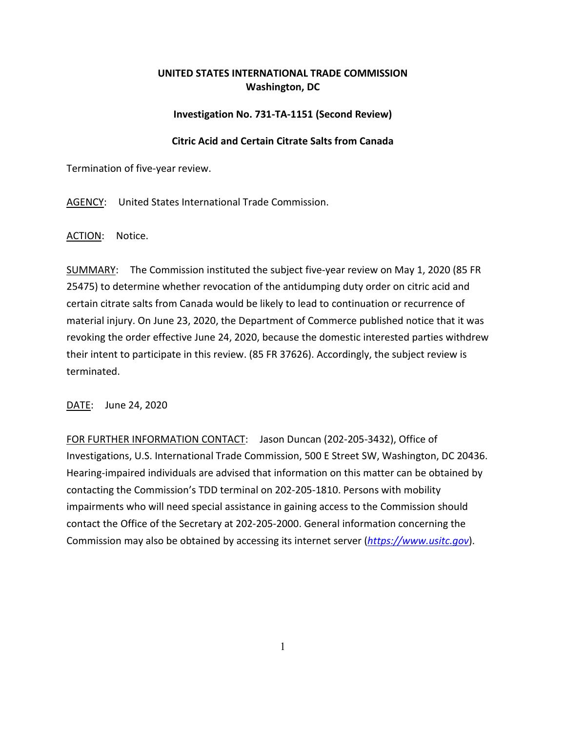**UNITED STATES INTERNATIONAL TRADE COMMISSION**
**Washington, DC**

**Investigation No. 731-TA-1151 (Second Review)**

**Citric Acid and Certain Citrate Salts from Canada**

Termination of five-year review.

AGENCY: United States International Trade Commission.

ACTION: Notice.

SUMMARY: The Commission instituted the subject five-year review on May 1, 2020 (85 FR 25475) to determine whether revocation of the antidumping duty order on citric acid and certain citrate salts from Canada would be likely to lead to continuation or recurrence of material injury. On June 23, 2020, the Department of Commerce published notice that it was revoking the order effective June 24, 2020, because the domestic interested parties withdrew their intent to participate in this review. (85 FR 37626). Accordingly, the subject review is terminated.

DATE: June 24, 2020

FOR FURTHER INFORMATION CONTACT: Jason Duncan (202-205-3432), Office of Investigations, U.S. International Trade Commission, 500 E Street SW, Washington, DC 20436. Hearing-impaired individuals are advised that information on this matter can be obtained by contacting the Commission's TDD terminal on 202-205-1810. Persons with mobility impairments who will need special assistance in gaining access to the Commission should contact the Office of the Secretary at 202-205-2000. General information concerning the Commission may also be obtained by accessing its internet server (*https://www.usitc.gov*).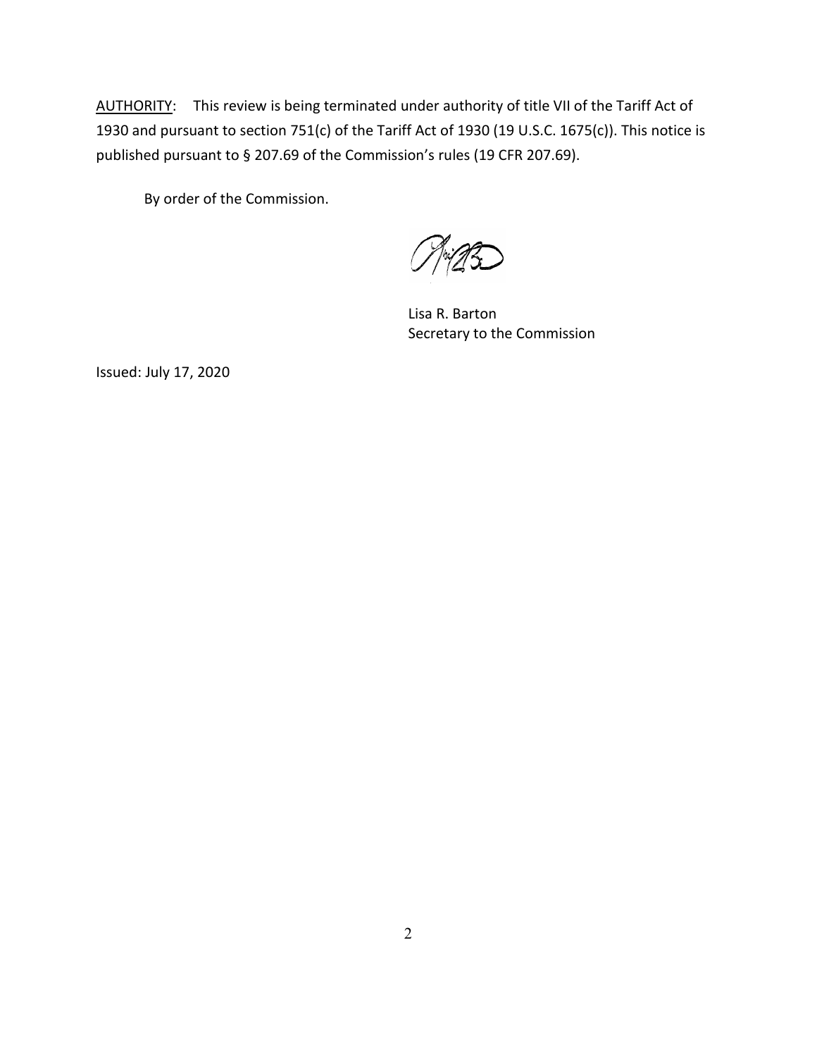<u>AUTHORITY</u>: This review is being terminated under authority of title VII of the Tariff Act of 1930 and pursuant to section 751(c) of the Tariff Act of 1930 (19 U.S.C. 1675(c)). This notice is published pursuant to § 207.69 of the Commission's rules (19 CFR 207.69).

By order of the Commission.

Lisa R. Barton
Secretary to the Commission

Issued: July 17, 2020